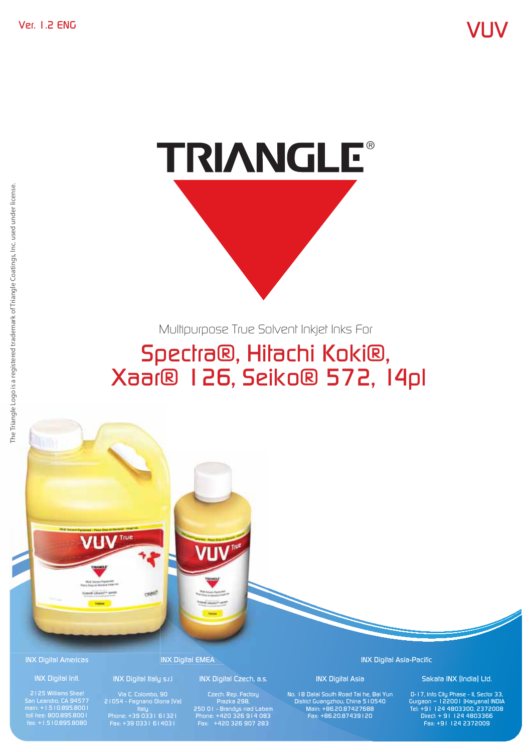Ver. 1.2 ENG

VUV

# TRIANGLE®

Multipurpose True Solvent Inkjet Inks For

## Spectra®, Hitachi Koki®, Xaar® 126, Seiko® 572, 14pl

The Triangle Logo is a registered trademark of Triangle Coatings, Inc. used under license.

**INX Digital Americas**

**INX Digital Intl.**
2125 Williams Street
San Leandro, CA 94577
main: +1.510.895.8001
toll free: 800.895.8001
fax: +1.510.895.8080

**INX Digital EMEA**

**INX Digital Italy s.r.l**
Via C. Colombo, 90
21054 - Fagnano Olona (Va)
Italy
Phone: +39 0331 61321
Fax: +39 0331 614031

**INX Digital Czech, a.s.**
Czech. Rep. Factory
Prazka 298,
250 01 - Brandys nad Labem
Phone: +420 326 914 083
Fax: +420 326 907 283

**INX Digital Asia-Pacific**

**INX Digital Asia**
No. 18 Dalai South Road Tai he, Bai Yun
District Guangzhou, China 510540
Main: +86.20.87427688
Fax: +86.20.87439120

**Sakata INX (India) Ltd.**
D-17, Info City Phase - II, Sector 33,
Gurgaon – 122001 (Haryana) INDIA
Tel: +91 124 4803300, 2372008
Direct: + 91 124 4803366
Fax: +91 124 2372009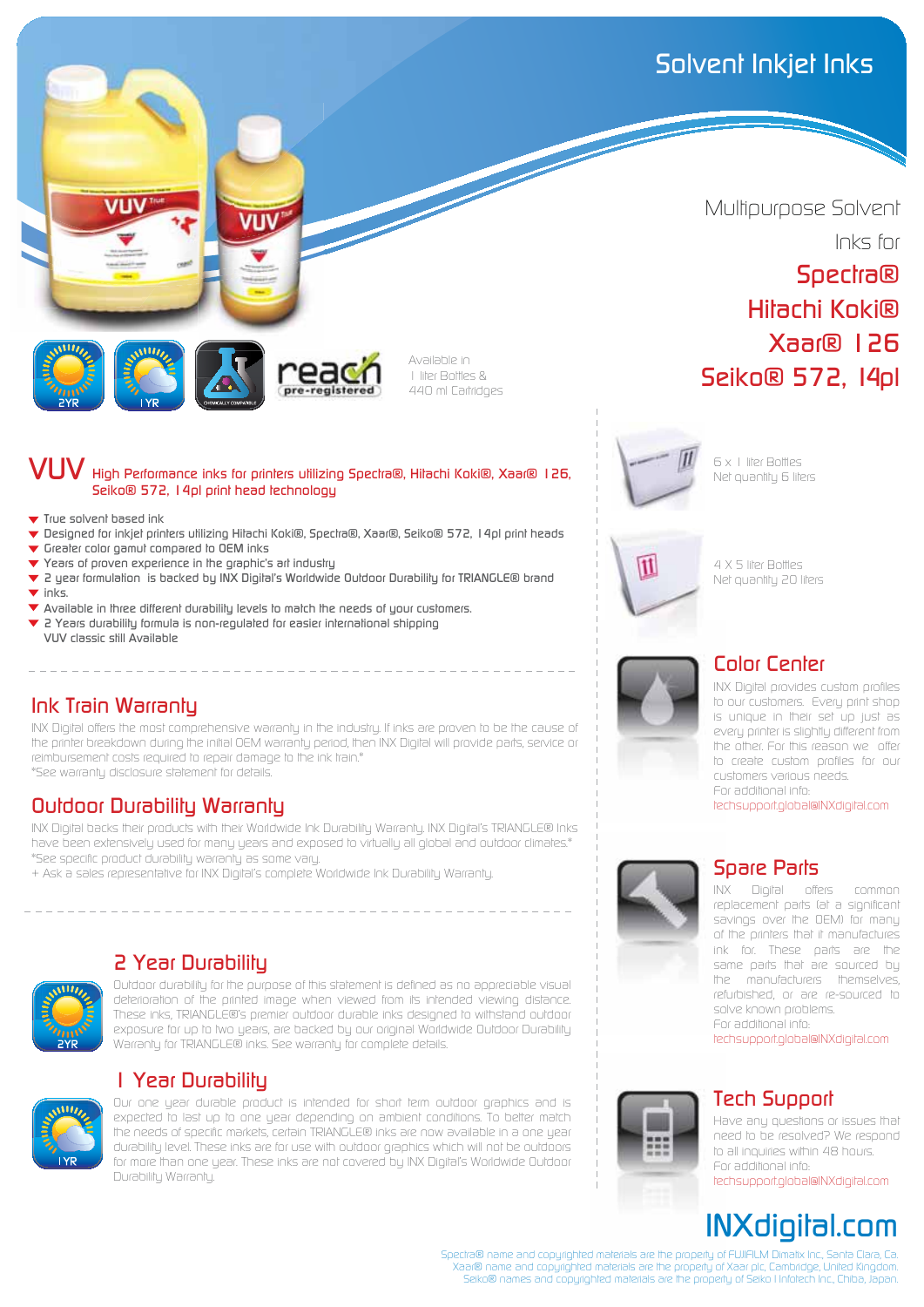# Solvent Inkjet Inks

Multipurpose Solvent Inks for

**Spectra®**
**Hitachi Koki®**
**Xaar® 126**
**Seiko® 572, 14pl**

2YR 1YR CHEMICALLY COMPATIBLE reach pre-registered

Available in
1 liter Bottles &
440 ml Cartridges

## VUV High Performance inks for printers utilizing Spectra®, Hitachi Koki®, Xaar® 126, Seiko® 572, 14pl print head technology

- True solvent based ink
- Designed for inkjet printers utilizing Hitachi Koki®, Spectra®, Xaar®, Seiko® 572, 14pl print heads
- Greater color gamut compared to OEM inks
- Years of proven experience in the graphic's art industry
- 2 year formulation is backed by INX Digital's Worldwide Outdoor Durability for TRIANGLE® brand inks.
- Available in three different durability levels to match the needs of your customers.
- 2 Years durability formula is non-regulated for easier international shipping

VUV classic still Available

## Ink Train Warranty

INX Digital offers the most comprehensive warranty in the industry. If inks are proven to be the cause of the printer breakdown during the initial OEM warranty period, then INX Digital will provide parts, service or reimbursement costs required to repair damage to the ink train.*
*See warranty disclosure statement for details.

## Outdoor Durability Warranty

INX Digital backs their products with their Worldwide Ink Durability Warranty. INX Digital's TRIANGLE® Inks have been extensively used for many years and exposed to virtually all global and outdoor climates.*
*See specific product durability warranty as some vary.
+ Ask a sales representative for INX Digital's complete Worldwide Ink Durability Warranty.

## 2 Year Durability

Outdoor durability for the purpose of this statement is defined as no appreciable visual deterioration of the printed image when viewed from its intended viewing distance. These inks, TRIANGLE®'s premier outdoor durable inks designed to withstand outdoor exposure for up to two years, are backed by our original Worldwide Outdoor Durability Warranty for TRIANGLE® inks. See warranty for complete details.

## 1 Year Durability

Our one year durable product is intended for short term outdoor graphics and is expected to last up to one year depending on ambient conditions. To better match the needs of specific markets, certain TRIANGLE® inks are now available in a one year durability level. These inks are for use with outdoor graphics which will not be outdoors for more than one year. These inks are not covered by INX Digital's Worldwide Outdoor Durability Warranty.

6 x 1 liter Bottles
Net quantity 6 liters

4 X 5 liter Bottles
Net quantity 20 liters

## Color Center

INX Digital provides custom profiles to our customers. Every print shop is unique in their set up just as every printer is slightly different from the other. For this reason we offer to create custom profiles for our customers various needs.
For additional info:
techsupport.global@INXdigital.com

## Spare Parts

INX Digital offers common replacement parts (at a significant savings over the OEM) for many of the printers that it manufactures ink for. These parts are the same parts that are sourced by the manufacturers themselves, refurbished, or are re-sourced to solve known problems.
For additional info:
techsupport.global@INXdigital.com

## Tech Support

Have any questions or issues that need to be resolved? We respond to all inquiries within 48 hours.
For additional info:
techsupport.global@INXdigital.com

**INXdigital.com**

Spectra® name and copyrighted materials are the property of FUJIFILM Dimatix Inc, Santa Clara, Ca.
Xaar® name and copyrighted materials are the property of Xaar plc, Cambridge, United Kingdom.
Seiko® names and copyrighted materials are the property of Seiko I Infotech Inc, Chiba, Japan.